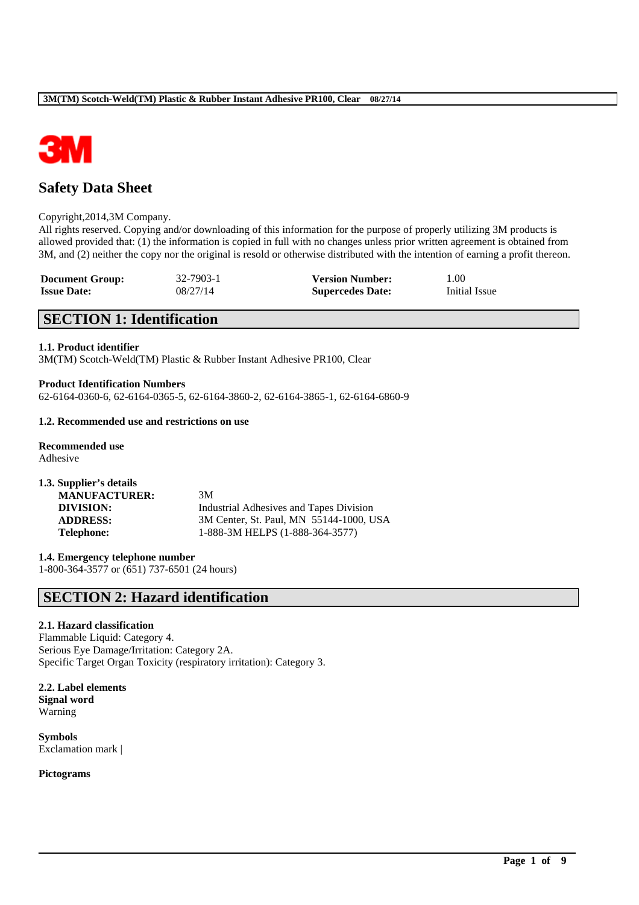# Safety Data Sheet

Copyright,2014,3M Company.
All rights reserved. Copying and/or downloading of this information for the purpose of properly utilizing 3M products is allowed provided that: (1) the information is copied in full with no changes unless prior written agreement is obtained from 3M, and (2) neither the copy nor the original is resold or otherwise distributed with the intention of earning a profit thereon.

| **Document Group:** | 32-7903-1 | **Version Number:** | 1.00 |
|---|---|---|---|
| **Issue Date:** | 08/27/14 | **Supercedes Date:** | Initial Issue |

## SECTION 1: Identification

**1.1. Product identifier**
3M(TM) Scotch-Weld(TM) Plastic & Rubber Instant Adhesive PR100, Clear

**Product Identification Numbers**
62-6164-0360-6, 62-6164-0365-5, 62-6164-3860-2, 62-6164-3865-1, 62-6164-6860-9

**1.2. Recommended use and restrictions on use**

**Recommended use**
Adhesive

**1.3. Supplier's details**

| | |
|---|---|
| **MANUFACTURER:** | 3M |
| **DIVISION:** | Industrial Adhesives and Tapes Division |
| **ADDRESS:** | 3M Center, St. Paul, MN 55144-1000, USA |
| **Telephone:** | 1-888-3M HELPS (1-888-364-3577) |

**1.4. Emergency telephone number**
1-800-364-3577 or (651) 737-6501 (24 hours)

## SECTION 2: Hazard identification

**2.1. Hazard classification**
Flammable Liquid: Category 4.
Serious Eye Damage/Irritation: Category 2A.
Specific Target Organ Toxicity (respiratory irritation): Category 3.

**2.2. Label elements**
**Signal word**
Warning

**Symbols**
Exclamation mark |

**Pictograms**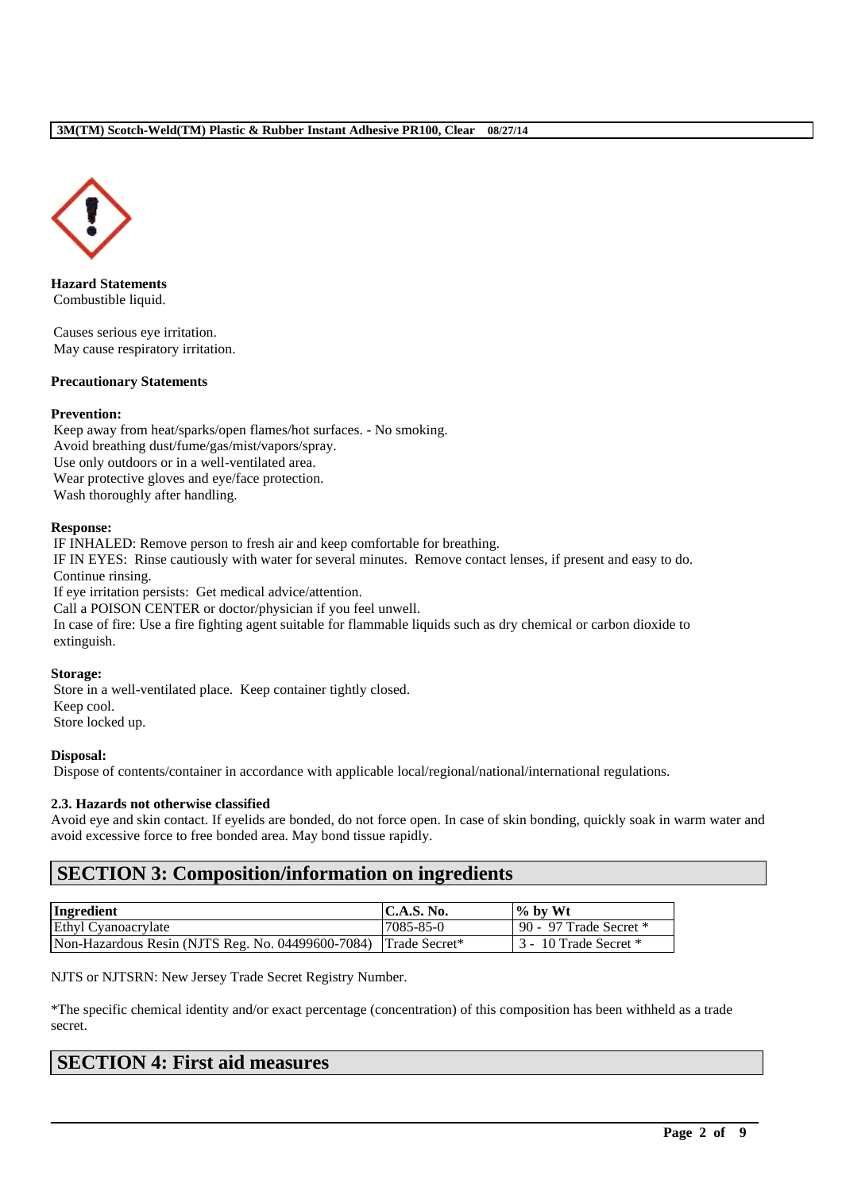**Hazard Statements**

Combustible liquid.

Causes serious eye irritation.
May cause respiratory irritation.

**Precautionary Statements**

**Prevention:**

Keep away from heat/sparks/open flames/hot surfaces. - No smoking.
Avoid breathing dust/fume/gas/mist/vapors/spray.
Use only outdoors or in a well-ventilated area.
Wear protective gloves and eye/face protection.
Wash thoroughly after handling.

**Response:**

IF INHALED: Remove person to fresh air and keep comfortable for breathing.
IF IN EYES: Rinse cautiously with water for several minutes. Remove contact lenses, if present and easy to do. Continue rinsing.
If eye irritation persists: Get medical advice/attention.
Call a POISON CENTER or doctor/physician if you feel unwell.
In case of fire: Use a fire fighting agent suitable for flammable liquids such as dry chemical or carbon dioxide to extinguish.

**Storage:**

Store in a well-ventilated place. Keep container tightly closed.
Keep cool.
Store locked up.

**Disposal:**

Dispose of contents/container in accordance with applicable local/regional/national/international regulations.

**2.3. Hazards not otherwise classified**

Avoid eye and skin contact. If eyelids are bonded, do not force open. In case of skin bonding, quickly soak in warm water and avoid excessive force to free bonded area. May bond tissue rapidly.

## SECTION 3: Composition/information on ingredients

| Ingredient | C.A.S. No. | % by Wt |
|---|---|---|
| Ethyl Cyanoacrylate | 7085-85-0 | 90 - 97 Trade Secret * |
| Non-Hazardous Resin (NJTS Reg. No. 04499600-7084) | Trade Secret* | 3 - 10 Trade Secret * |

NJTS or NJTSRN: New Jersey Trade Secret Registry Number.

*The specific chemical identity and/or exact percentage (concentration) of this composition has been withheld as a trade secret.

## SECTION 4: First aid measures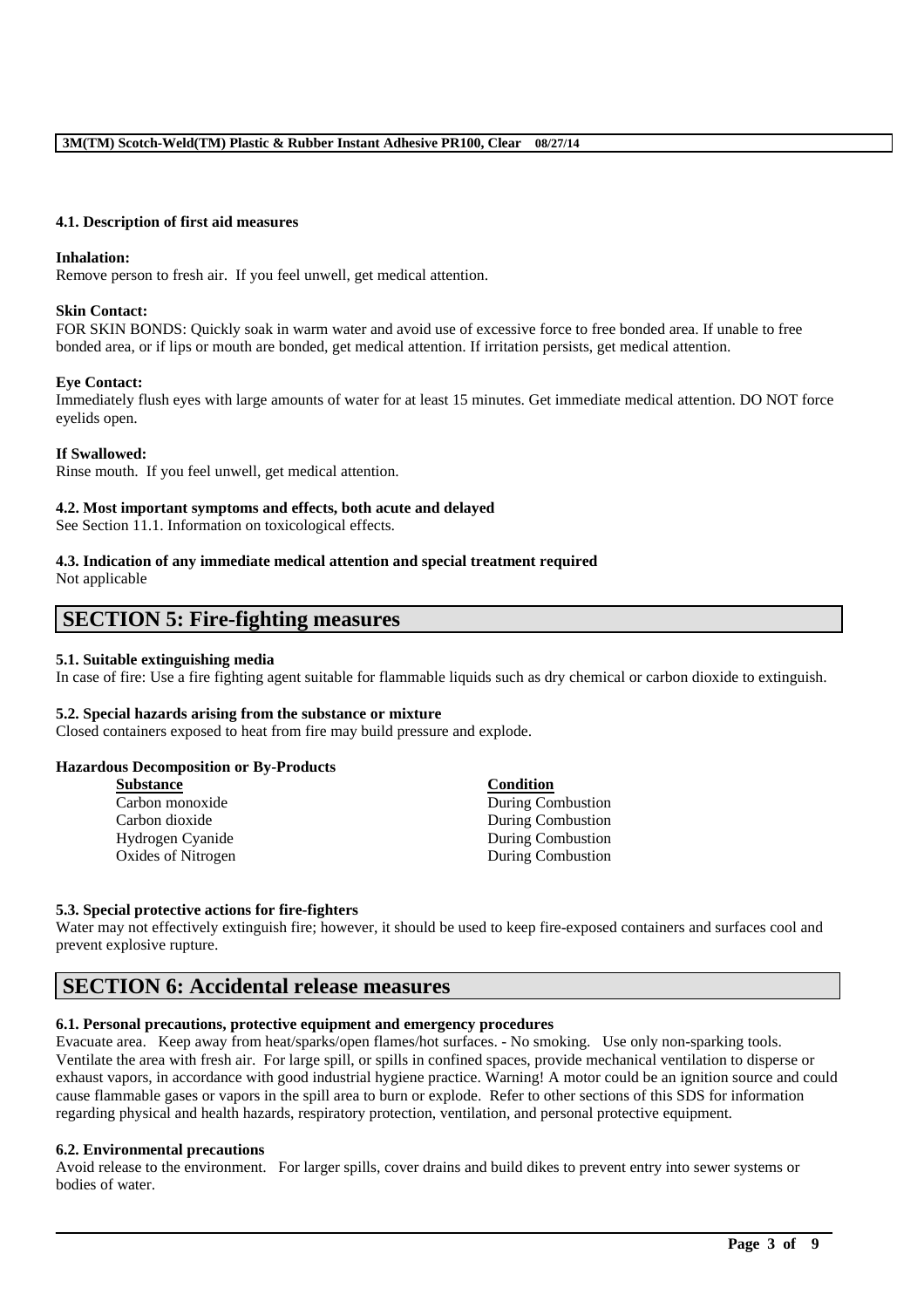### 4.1. Description of first aid measures

**Inhalation:**
Remove person to fresh air. If you feel unwell, get medical attention.

**Skin Contact:**
FOR SKIN BONDS: Quickly soak in warm water and avoid use of excessive force to free bonded area. If unable to free bonded area, or if lips or mouth are bonded, get medical attention. If irritation persists, get medical attention.

**Eye Contact:**
Immediately flush eyes with large amounts of water for at least 15 minutes. Get immediate medical attention. DO NOT force eyelids open.

**If Swallowed:**
Rinse mouth. If you feel unwell, get medical attention.

### 4.2. Most important symptoms and effects, both acute and delayed

See Section 11.1. Information on toxicological effects.

### 4.3. Indication of any immediate medical attention and special treatment required

Not applicable

## SECTION 5: Fire-fighting measures

### 5.1. Suitable extinguishing media

In case of fire: Use a fire fighting agent suitable for flammable liquids such as dry chemical or carbon dioxide to extinguish.

### 5.2. Special hazards arising from the substance or mixture

Closed containers exposed to heat from fire may build pressure and explode.

**Hazardous Decomposition or By-Products**

| Substance | Condition |
|---|---|
| Carbon monoxide | During Combustion |
| Carbon dioxide | During Combustion |
| Hydrogen Cyanide | During Combustion |
| Oxides of Nitrogen | During Combustion |

### 5.3. Special protective actions for fire-fighters

Water may not effectively extinguish fire; however, it should be used to keep fire-exposed containers and surfaces cool and prevent explosive rupture.

## SECTION 6: Accidental release measures

### 6.1. Personal precautions, protective equipment and emergency procedures

Evacuate area. Keep away from heat/sparks/open flames/hot surfaces. - No smoking. Use only non-sparking tools. Ventilate the area with fresh air. For large spill, or spills in confined spaces, provide mechanical ventilation to disperse or exhaust vapors, in accordance with good industrial hygiene practice. Warning! A motor could be an ignition source and could cause flammable gases or vapors in the spill area to burn or explode. Refer to other sections of this SDS for information regarding physical and health hazards, respiratory protection, ventilation, and personal protective equipment.

### 6.2. Environmental precautions

Avoid release to the environment. For larger spills, cover drains and build dikes to prevent entry into sewer systems or bodies of water.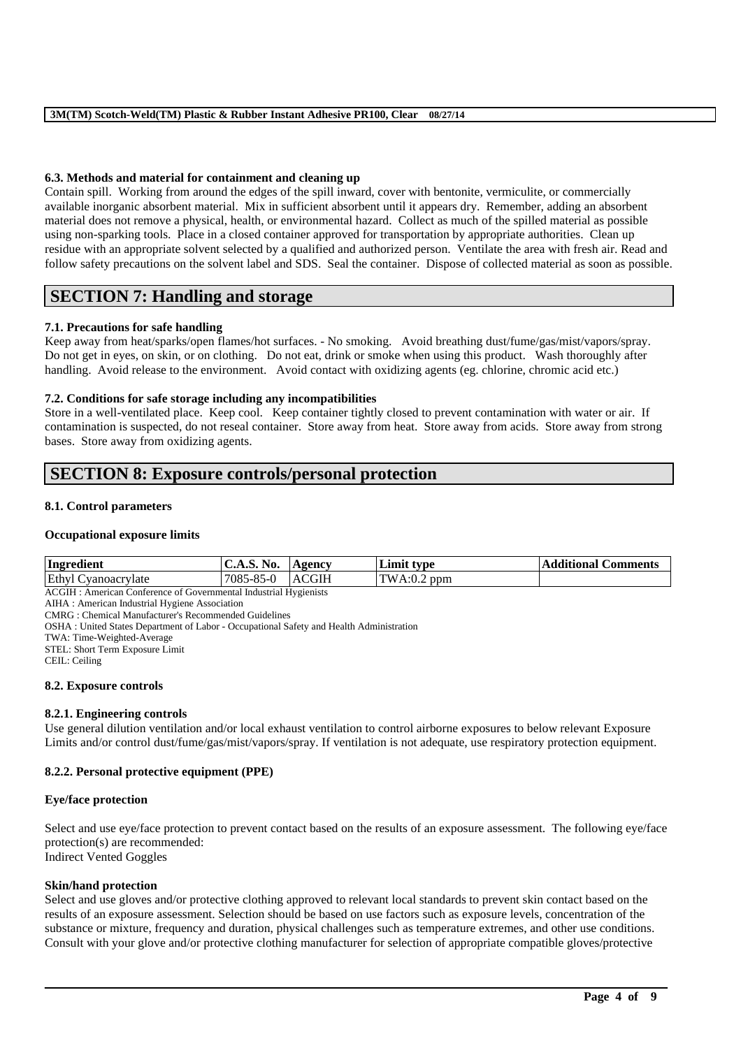#### 6.3. Methods and material for containment and cleaning up

Contain spill. Working from around the edges of the spill inward, cover with bentonite, vermiculite, or commercially available inorganic absorbent material. Mix in sufficient absorbent until it appears dry. Remember, adding an absorbent material does not remove a physical, health, or environmental hazard. Collect as much of the spilled material as possible using non-sparking tools. Place in a closed container approved for transportation by appropriate authorities. Clean up residue with an appropriate solvent selected by a qualified and authorized person. Ventilate the area with fresh air. Read and follow safety precautions on the solvent label and SDS. Seal the container. Dispose of collected material as soon as possible.

## SECTION 7: Handling and storage

#### 7.1. Precautions for safe handling

Keep away from heat/sparks/open flames/hot surfaces. - No smoking. Avoid breathing dust/fume/gas/mist/vapors/spray. Do not get in eyes, on skin, or on clothing. Do not eat, drink or smoke when using this product. Wash thoroughly after handling. Avoid release to the environment. Avoid contact with oxidizing agents (eg. chlorine, chromic acid etc.)

#### 7.2. Conditions for safe storage including any incompatibilities

Store in a well-ventilated place. Keep cool. Keep container tightly closed to prevent contamination with water or air. If contamination is suspected, do not reseal container. Store away from heat. Store away from acids. Store away from strong bases. Store away from oxidizing agents.

## SECTION 8: Exposure controls/personal protection

#### 8.1. Control parameters

**Occupational exposure limits**

| Ingredient | C.A.S. No. | Agency | Limit type | Additional Comments |
|---|---|---|---|---|
| Ethyl Cyanoacrylate | 7085-85-0 | ACGIH | TWA:0.2 ppm | |

ACGIH : American Conference of Governmental Industrial Hygienists
AIHA : American Industrial Hygiene Association
CMRG : Chemical Manufacturer's Recommended Guidelines
OSHA : United States Department of Labor - Occupational Safety and Health Administration
TWA: Time-Weighted-Average
STEL: Short Term Exposure Limit
CEIL: Ceiling

#### 8.2. Exposure controls

#### 8.2.1. Engineering controls

Use general dilution ventilation and/or local exhaust ventilation to control airborne exposures to below relevant Exposure Limits and/or control dust/fume/gas/mist/vapors/spray. If ventilation is not adequate, use respiratory protection equipment.

#### 8.2.2. Personal protective equipment (PPE)

**Eye/face protection**

Select and use eye/face protection to prevent contact based on the results of an exposure assessment. The following eye/face protection(s) are recommended:
Indirect Vented Goggles

**Skin/hand protection**

Select and use gloves and/or protective clothing approved to relevant local standards to prevent skin contact based on the results of an exposure assessment. Selection should be based on use factors such as exposure levels, concentration of the substance or mixture, frequency and duration, physical challenges such as temperature extremes, and other use conditions. Consult with your glove and/or protective clothing manufacturer for selection of appropriate compatible gloves/protective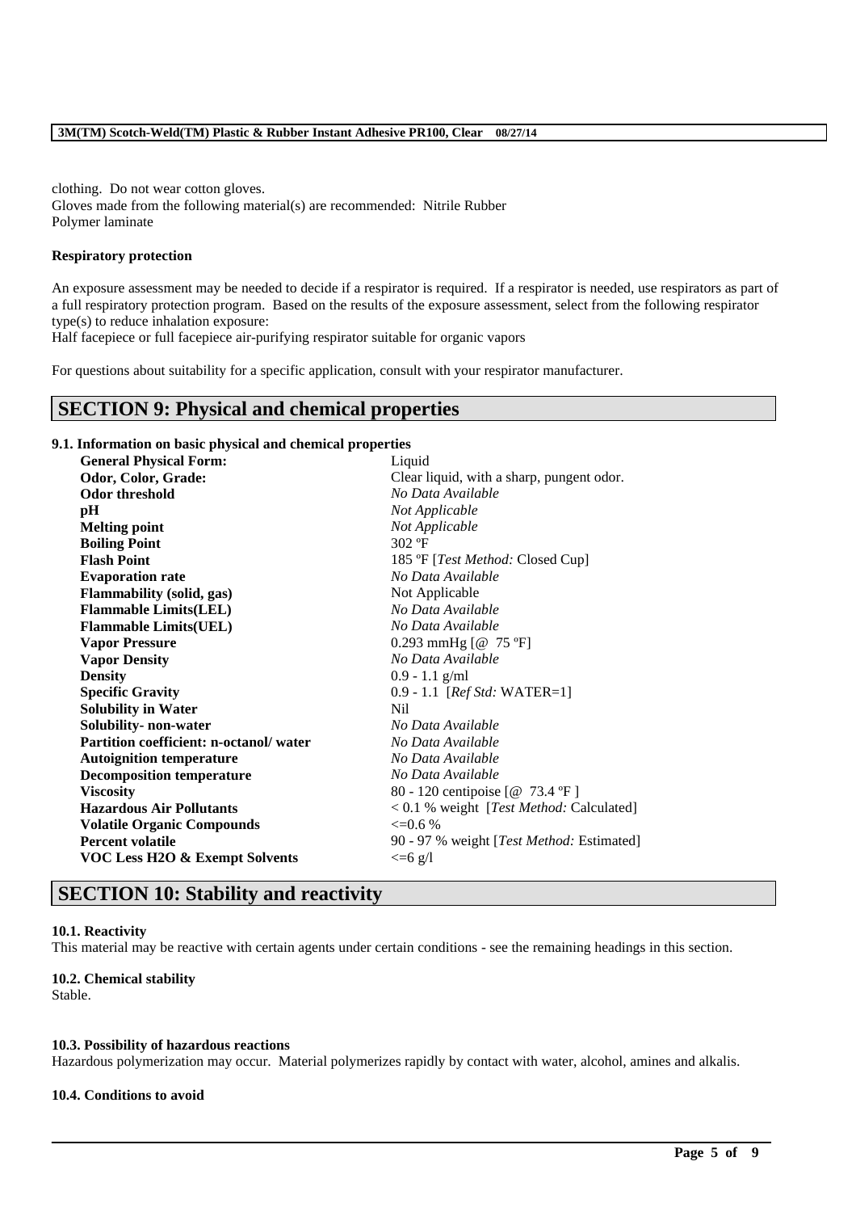clothing. Do not wear cotton gloves.
Gloves made from the following material(s) are recommended: Nitrile Rubber
Polymer laminate

**Respiratory protection**

An exposure assessment may be needed to decide if a respirator is required. If a respirator is needed, use respirators as part of a full respiratory protection program. Based on the results of the exposure assessment, select from the following respirator type(s) to reduce inhalation exposure:
Half facepiece or full facepiece air-purifying respirator suitable for organic vapors

For questions about suitability for a specific application, consult with your respirator manufacturer.

## SECTION 9: Physical and chemical properties

### 9.1. Information on basic physical and chemical properties

| | |
|---|---|
| **General Physical Form:** | Liquid |
| **Odor, Color, Grade:** | Clear liquid, with a sharp, pungent odor. |
| **Odor threshold** | *No Data Available* |
| **pH** | *Not Applicable* |
| **Melting point** | *Not Applicable* |
| **Boiling Point** | 302 ºF |
| **Flash Point** | 185 ºF [*Test Method:* Closed Cup] |
| **Evaporation rate** | *No Data Available* |
| **Flammability (solid, gas)** | Not Applicable |
| **Flammable Limits(LEL)** | *No Data Available* |
| **Flammable Limits(UEL)** | *No Data Available* |
| **Vapor Pressure** | 0.293 mmHg [@ 75 ºF] |
| **Vapor Density** | *No Data Available* |
| **Density** | 0.9 - 1.1 g/ml |
| **Specific Gravity** | 0.9 - 1.1 [*Ref Std:* WATER=1] |
| **Solubility in Water** | Nil |
| **Solubility- non-water** | *No Data Available* |
| **Partition coefficient: n-octanol/ water** | *No Data Available* |
| **Autoignition temperature** | *No Data Available* |
| **Decomposition temperature** | *No Data Available* |
| **Viscosity** | 80 - 120 centipoise [@ 73.4 ºF ] |
| **Hazardous Air Pollutants** | < 0.1 % weight [*Test Method:* Calculated] |
| **Volatile Organic Compounds** | <=0.6 % |
| **Percent volatile** | 90 - 97 % weight [*Test Method:* Estimated] |
| **VOC Less H2O & Exempt Solvents** | <=6 g/l |

## SECTION 10: Stability and reactivity

### 10.1. Reactivity
This material may be reactive with certain agents under certain conditions - see the remaining headings in this section.

### 10.2. Chemical stability
Stable.

### 10.3. Possibility of hazardous reactions
Hazardous polymerization may occur. Material polymerizes rapidly by contact with water, alcohol, amines and alkalis.

### 10.4. Conditions to avoid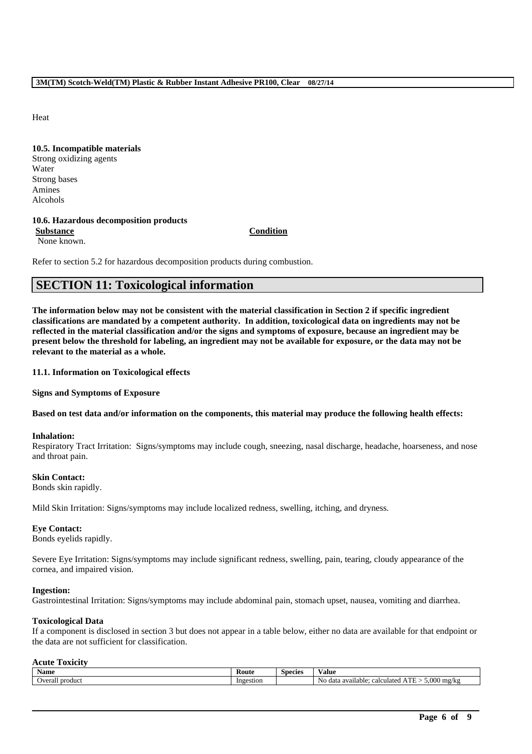Heat

**10.5. Incompatible materials**

Strong oxidizing agents
Water
Strong bases
Amines
Alcohols

**10.6. Hazardous decomposition products**

| Substance | Condition |
|---|---|
| None known. | |

Refer to section 5.2 for hazardous decomposition products during combustion.

## SECTION 11: Toxicological information

**The information below may not be consistent with the material classification in Section 2 if specific ingredient classifications are mandated by a competent authority. In addition, toxicological data on ingredients may not be reflected in the material classification and/or the signs and symptoms of exposure, because an ingredient may be present below the threshold for labeling, an ingredient may not be available for exposure, or the data may not be relevant to the material as a whole.**

**11.1. Information on Toxicological effects**

**Signs and Symptoms of Exposure**

**Based on test data and/or information on the components, this material may produce the following health effects:**

**Inhalation:**
Respiratory Tract Irritation: Signs/symptoms may include cough, sneezing, nasal discharge, headache, hoarseness, and nose and throat pain.

**Skin Contact:**
Bonds skin rapidly.

Mild Skin Irritation: Signs/symptoms may include localized redness, swelling, itching, and dryness.

**Eye Contact:**
Bonds eyelids rapidly.

Severe Eye Irritation: Signs/symptoms may include significant redness, swelling, pain, tearing, cloudy appearance of the cornea, and impaired vision.

**Ingestion:**
Gastrointestinal Irritation: Signs/symptoms may include abdominal pain, stomach upset, nausea, vomiting and diarrhea.

**Toxicological Data**
If a component is disclosed in section 3 but does not appear in a table below, either no data are available for that endpoint or the data are not sufficient for classification.

**Acute Toxicity**

| Name | Route | Species | Value |
|---|---|---|---|
| Overall product | Ingestion | | No data available; calculated ATE > 5,000 mg/kg |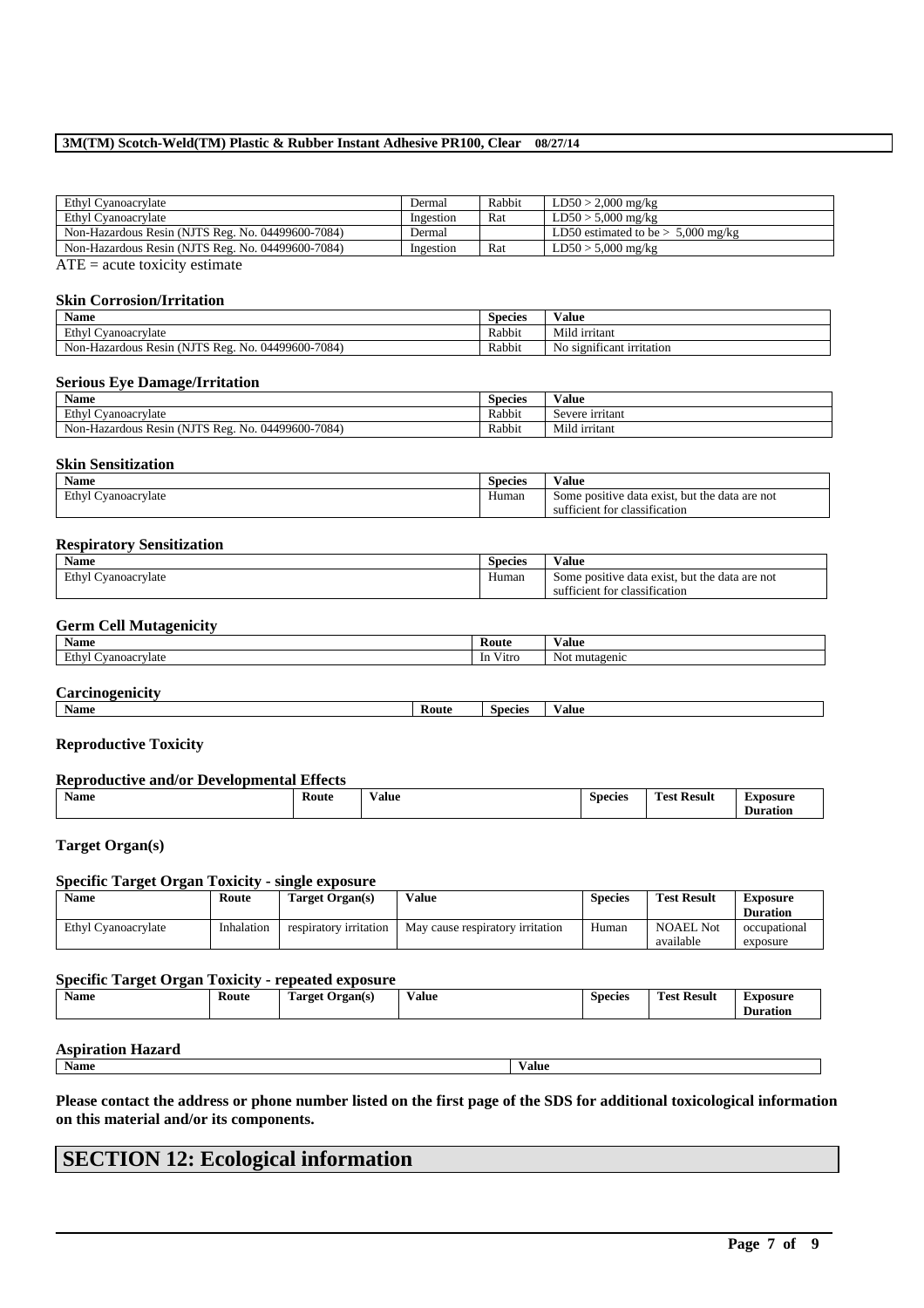| | | | |
|---|---|---|---|
| Ethyl Cyanoacrylate | Dermal | Rabbit | LD50 > 2,000 mg/kg |
| Ethyl Cyanoacrylate | Ingestion | Rat | LD50 > 5,000 mg/kg |
| Non-Hazardous Resin (NJTS Reg. No. 04499600-7084) | Dermal | | LD50 estimated to be > 5,000 mg/kg |
| Non-Hazardous Resin (NJTS Reg. No. 04499600-7084) | Ingestion | Rat | LD50 > 5,000 mg/kg |

ATE = acute toxicity estimate

### Skin Corrosion/Irritation

| Name | Species | Value |
|---|---|---|
| Ethyl Cyanoacrylate | Rabbit | Mild irritant |
| Non-Hazardous Resin (NJTS Reg. No. 04499600-7084) | Rabbit | No significant irritation |

### Serious Eye Damage/Irritation

| Name | Species | Value |
|---|---|---|
| Ethyl Cyanoacrylate | Rabbit | Severe irritant |
| Non-Hazardous Resin (NJTS Reg. No. 04499600-7084) | Rabbit | Mild irritant |

### Skin Sensitization

| Name | Species | Value |
|---|---|---|
| Ethyl Cyanoacrylate | Human | Some positive data exist, but the data are not sufficient for classification |

### Respiratory Sensitization

| Name | Species | Value |
|---|---|---|
| Ethyl Cyanoacrylate | Human | Some positive data exist, but the data are not sufficient for classification |

### Germ Cell Mutagenicity

| Name | Route | Value |
|---|---|---|
| Ethyl Cyanoacrylate | In Vitro | Not mutagenic |

### Carcinogenicity

| Name | Route | Species | Value |
|---|---|---|---|

### Reproductive Toxicity

#### Reproductive and/or Developmental Effects

| Name | Route | Value | Species | Test Result | Exposure Duration |
|---|---|---|---|---|---|

### Target Organ(s)

#### Specific Target Organ Toxicity - single exposure

| Name | Route | Target Organ(s) | Value | Species | Test Result | Exposure Duration |
|---|---|---|---|---|---|---|
| Ethyl Cyanoacrylate | Inhalation | respiratory irritation | May cause respiratory irritation | Human | NOAEL Not available | occupational exposure |

#### Specific Target Organ Toxicity - repeated exposure

| Name | Route | Target Organ(s) | Value | Species | Test Result | Exposure Duration |
|---|---|---|---|---|---|---|

### Aspiration Hazard

| Name | Value |
|---|---|

**Please contact the address or phone number listed on the first page of the SDS for additional toxicological information on this material and/or its components.**

# SECTION 12: Ecological information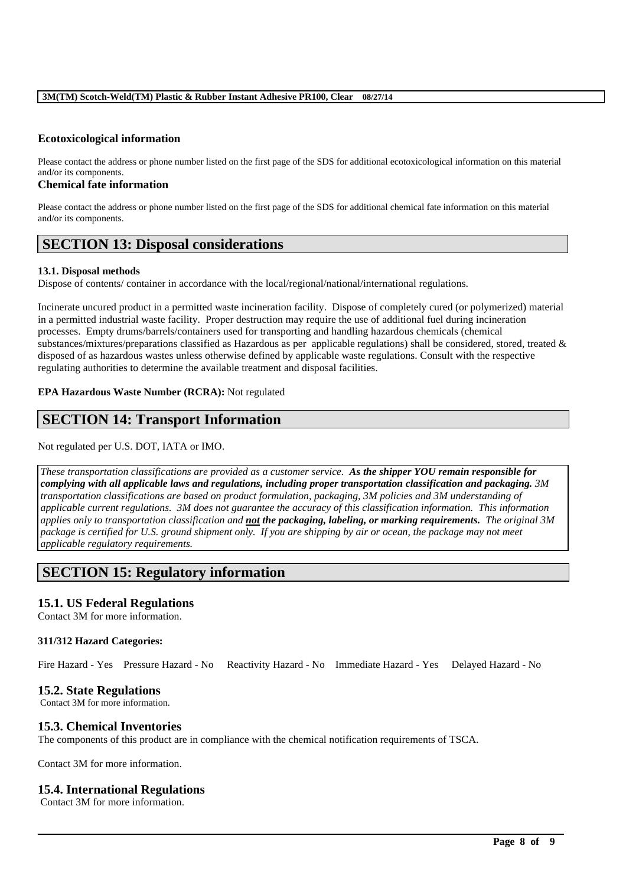### Ecotoxicological information

Please contact the address or phone number listed on the first page of the SDS for additional ecotoxicological information on this material and/or its components.

### Chemical fate information

Please contact the address or phone number listed on the first page of the SDS for additional chemical fate information on this material and/or its components.

## SECTION 13: Disposal considerations

**13.1. Disposal methods**

Dispose of contents/ container in accordance with the local/regional/national/international regulations.

Incinerate uncured product in a permitted waste incineration facility. Dispose of completely cured (or polymerized) material in a permitted industrial waste facility. Proper destruction may require the use of additional fuel during incineration processes. Empty drums/barrels/containers used for transporting and handling hazardous chemicals (chemical substances/mixtures/preparations classified as Hazardous as per applicable regulations) shall be considered, stored, treated & disposed of as hazardous wastes unless otherwise defined by applicable waste regulations. Consult with the respective regulating authorities to determine the available treatment and disposal facilities.

**EPA Hazardous Waste Number (RCRA):** Not regulated

## SECTION 14: Transport Information

Not regulated per U.S. DOT, IATA or IMO.

*These transportation classifications are provided as a customer service.* ***As the shipper YOU remain responsible for complying with all applicable laws and regulations, including proper transportation classification and packaging.*** *3M transportation classifications are based on product formulation, packaging, 3M policies and 3M understanding of applicable current regulations. 3M does not guarantee the accuracy of this classification information. This information applies only to transportation classification and* ***not the packaging, labeling, or marking requirements.*** *The original 3M package is certified for U.S. ground shipment only. If you are shipping by air or ocean, the package may not meet applicable regulatory requirements.*

## SECTION 15: Regulatory information

### 15.1. US Federal Regulations

Contact 3M for more information.

**311/312 Hazard Categories:**

Fire Hazard - Yes  Pressure Hazard - No  Reactivity Hazard - No  Immediate Hazard - Yes  Delayed Hazard - No

### 15.2. State Regulations

Contact 3M for more information.

### 15.3. Chemical Inventories

The components of this product are in compliance with the chemical notification requirements of TSCA.

Contact 3M for more information.

### 15.4. International Regulations

Contact 3M for more information.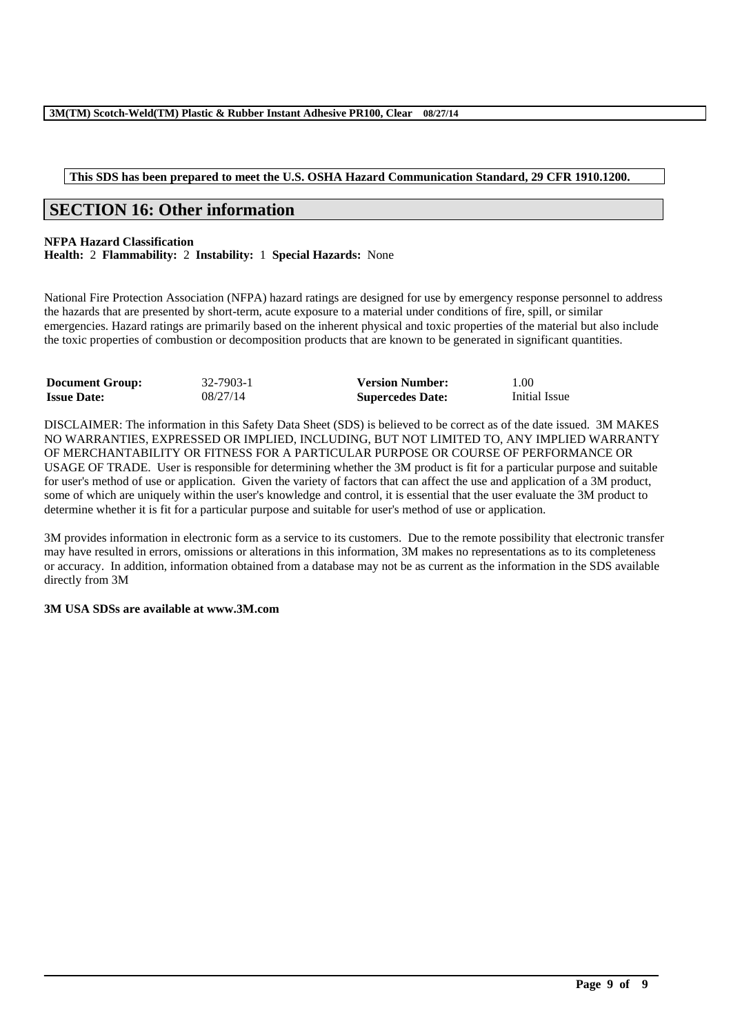**This SDS has been prepared to meet the U.S. OSHA Hazard Communication Standard, 29 CFR 1910.1200.**

## SECTION 16: Other information

**NFPA Hazard Classification**
**Health:** 2 **Flammability:** 2 **Instability:** 1 **Special Hazards:** None

National Fire Protection Association (NFPA) hazard ratings are designed for use by emergency response personnel to address the hazards that are presented by short-term, acute exposure to a material under conditions of fire, spill, or similar emergencies. Hazard ratings are primarily based on the inherent physical and toxic properties of the material but also include the toxic properties of combustion or decomposition products that are known to be generated in significant quantities.

| | | | |
|---|---|---|---|
| **Document Group:** | 32-7903-1 | **Version Number:** | 1.00 |
| **Issue Date:** | 08/27/14 | **Supercedes Date:** | Initial Issue |

DISCLAIMER: The information in this Safety Data Sheet (SDS) is believed to be correct as of the date issued. 3M MAKES NO WARRANTIES, EXPRESSED OR IMPLIED, INCLUDING, BUT NOT LIMITED TO, ANY IMPLIED WARRANTY OF MERCHANTABILITY OR FITNESS FOR A PARTICULAR PURPOSE OR COURSE OF PERFORMANCE OR USAGE OF TRADE. User is responsible for determining whether the 3M product is fit for a particular purpose and suitable for user's method of use or application. Given the variety of factors that can affect the use and application of a 3M product, some of which are uniquely within the user's knowledge and control, it is essential that the user evaluate the 3M product to determine whether it is fit for a particular purpose and suitable for user's method of use or application.

3M provides information in electronic form as a service to its customers. Due to the remote possibility that electronic transfer may have resulted in errors, omissions or alterations in this information, 3M makes no representations as to its completeness or accuracy. In addition, information obtained from a database may not be as current as the information in the SDS available directly from 3M

**3M USA SDSs are available at www.3M.com**